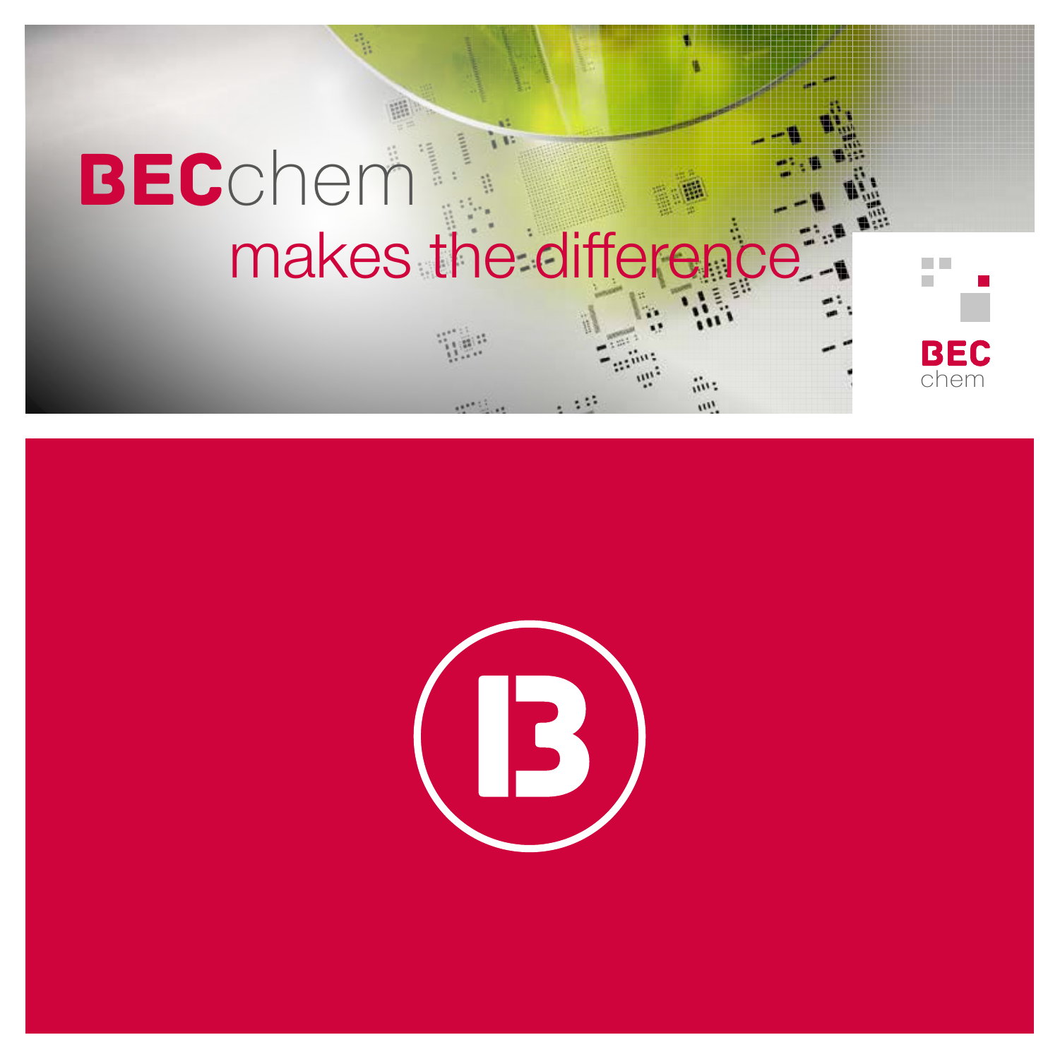# BECchem

## makes the difference

BEC
chem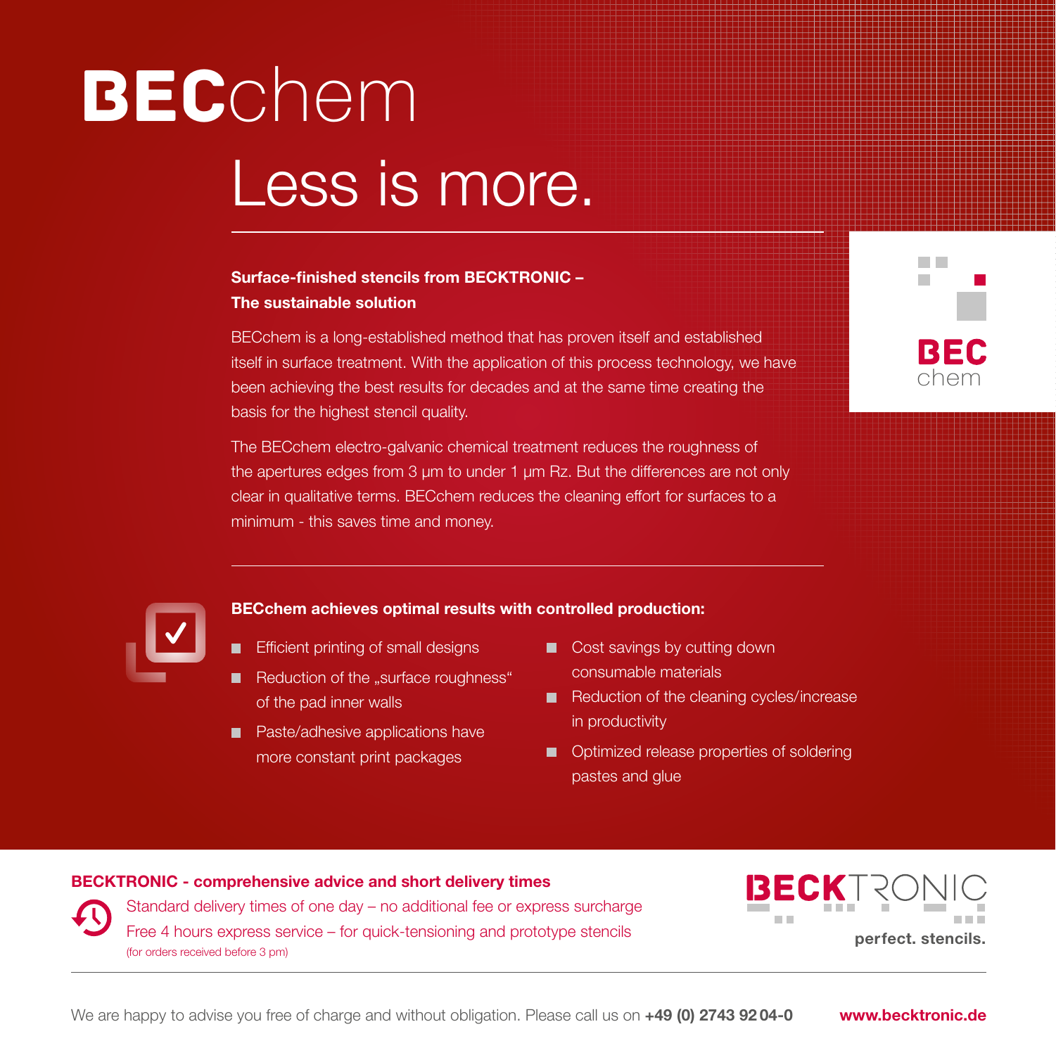# BECchem

## Less is more.

**Surface-finished stencils from BECKTRONIC –**
**The sustainable solution**

BECchem is a long-established method that has proven itself and established itself in surface treatment. With the application of this process technology, we have been achieving the best results for decades and at the same time creating the basis for the highest stencil quality.

The BECchem electro-galvanic chemical treatment reduces the roughness of the apertures edges from 3 µm to under 1 µm Rz. But the differences are not only clear in qualitative terms. BECchem reduces the cleaning effort for surfaces to a minimum - this saves time and money.

BEC chem

**BECchem achieves optimal results with controlled production:**

- Efficient printing of small designs
- Reduction of the „surface roughness" of the pad inner walls
- Paste/adhesive applications have more constant print packages
- Cost savings by cutting down consumable materials
- Reduction of the cleaning cycles/increase in productivity
- Optimized release properties of soldering pastes and glue

**BECKTRONIC - comprehensive advice and short delivery times**

Standard delivery times of one day – no additional fee or express surcharge

Free 4 hours express service – for quick-tensioning and prototype stencils

(for orders received before 3 pm)

BECKTRONIC

**perfect. stencils.**

We are happy to advise you free of charge and without obligation. Please call us on **+49 (0) 2743 92 04-0** **www.becktronic.de**